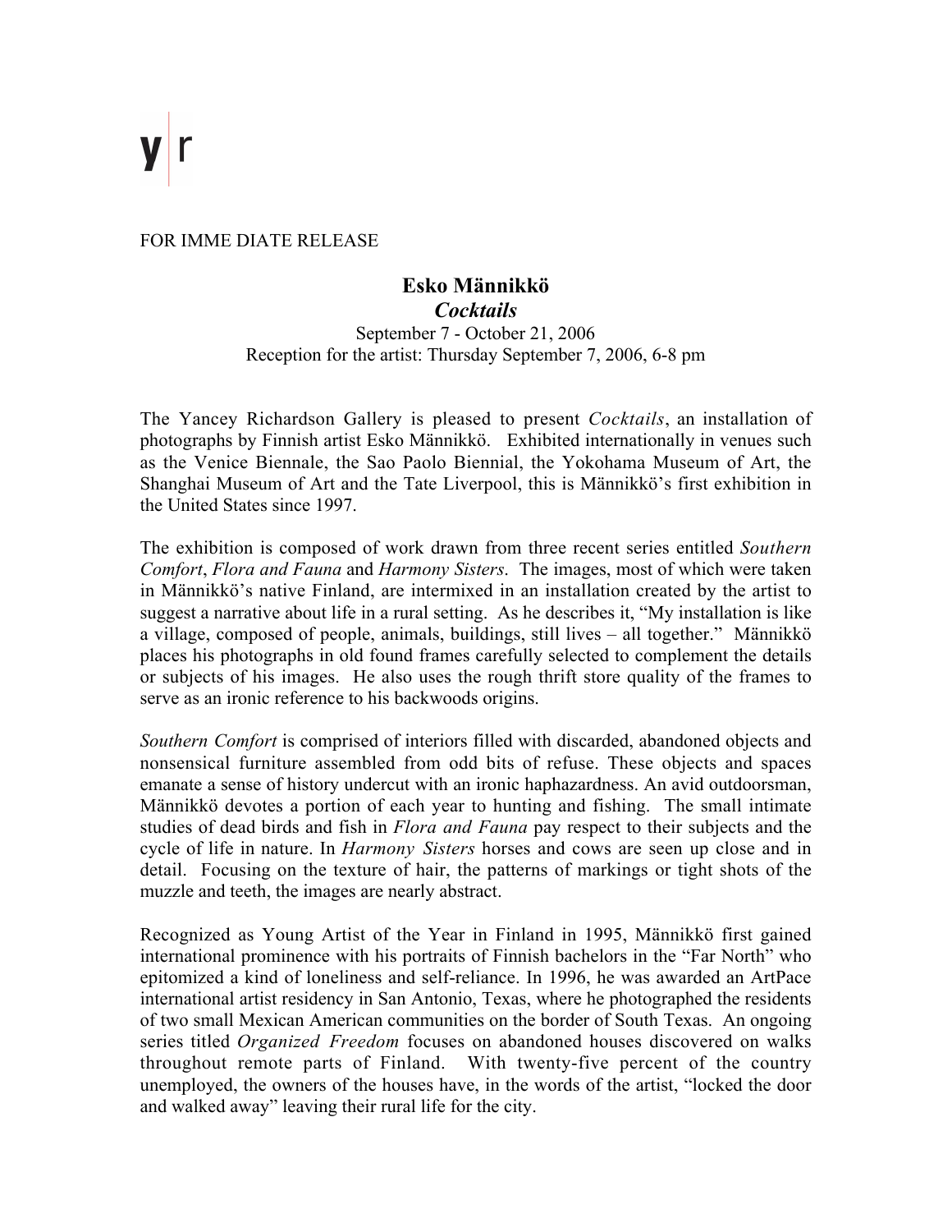y|r

FOR IMME DIATE RELEASE

**Esko Männikkö**

***Cocktails***

September 7 - October 21, 2006

Reception for the artist: Thursday September 7, 2006, 6-8 pm

The Yancey Richardson Gallery is pleased to present *Cocktails*, an installation of photographs by Finnish artist Esko Männikkö. Exhibited internationally in venues such as the Venice Biennale, the Sao Paolo Biennial, the Yokohama Museum of Art, the Shanghai Museum of Art and the Tate Liverpool, this is Männikkö's first exhibition in the United States since 1997.

The exhibition is composed of work drawn from three recent series entitled *Southern Comfort*, *Flora and Fauna* and *Harmony Sisters*. The images, most of which were taken in Männikkö's native Finland, are intermixed in an installation created by the artist to suggest a narrative about life in a rural setting. As he describes it, "My installation is like a village, composed of people, animals, buildings, still lives – all together." Männikkö places his photographs in old found frames carefully selected to complement the details or subjects of his images. He also uses the rough thrift store quality of the frames to serve as an ironic reference to his backwoods origins.

*Southern Comfort* is comprised of interiors filled with discarded, abandoned objects and nonsensical furniture assembled from odd bits of refuse. These objects and spaces emanate a sense of history undercut with an ironic haphazardness. An avid outdoorsman, Männikkö devotes a portion of each year to hunting and fishing. The small intimate studies of dead birds and fish in *Flora and Fauna* pay respect to their subjects and the cycle of life in nature. In *Harmony Sisters* horses and cows are seen up close and in detail. Focusing on the texture of hair, the patterns of markings or tight shots of the muzzle and teeth, the images are nearly abstract.

Recognized as Young Artist of the Year in Finland in 1995, Männikkö first gained international prominence with his portraits of Finnish bachelors in the "Far North" who epitomized a kind of loneliness and self-reliance. In 1996, he was awarded an ArtPace international artist residency in San Antonio, Texas, where he photographed the residents of two small Mexican American communities on the border of South Texas. An ongoing series titled *Organized Freedom* focuses on abandoned houses discovered on walks throughout remote parts of Finland. With twenty-five percent of the country unemployed, the owners of the houses have, in the words of the artist, "locked the door and walked away" leaving their rural life for the city.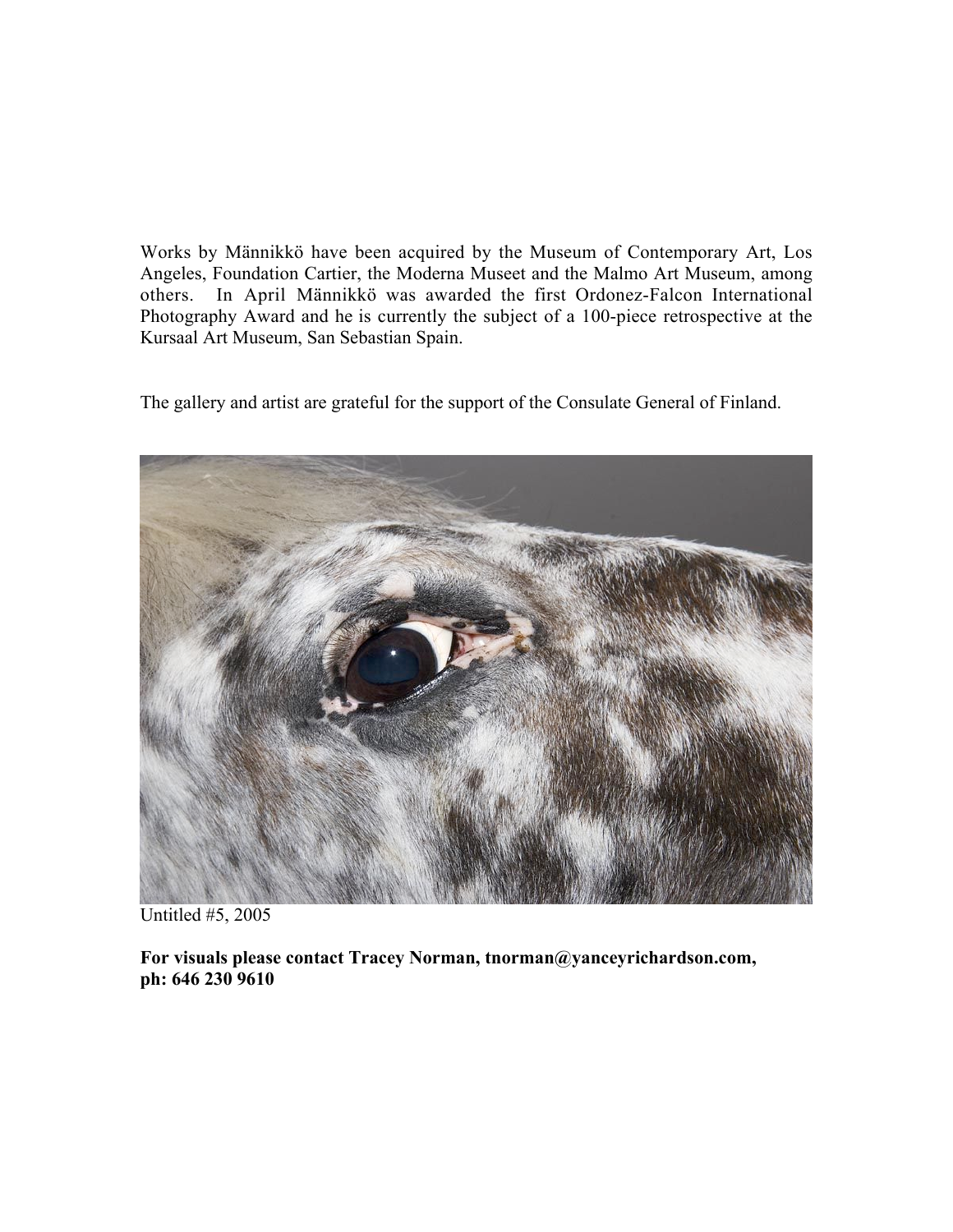Works by Männikkö have been acquired by the Museum of Contemporary Art, Los Angeles, Foundation Cartier, the Moderna Museet and the Malmo Art Museum, among others. In April Männikkö was awarded the first Ordonez-Falcon International Photography Award and he is currently the subject of a 100-piece retrospective at the Kursaal Art Museum, San Sebastian Spain.

The gallery and artist are grateful for the support of the Consulate General of Finland.

Untitled #5, 2005

**For visuals please contact Tracey Norman, tnorman@yanceyrichardson.com, ph: 646 230 9610**